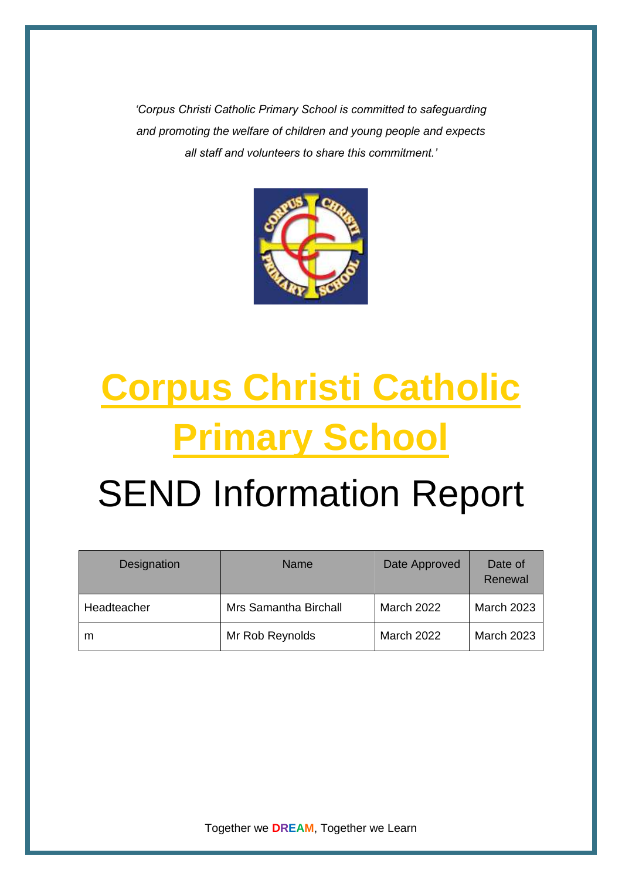*'Corpus Christi Catholic Primary School is committed to safeguarding and promoting the welfare of children and young people and expects all staff and volunteers to share this commitment.'*

# Corpus Christi Catholic Primary School

# SEND Information Report

| Designation | Name | Date Approved | Date of Renewal |
|---|---|---|---|
| Headteacher | Mrs Samantha Birchall | March 2022 | March 2023 |
| m | Mr Rob Reynolds | March 2022 | March 2023 |

Together we DREAM, Together we Learn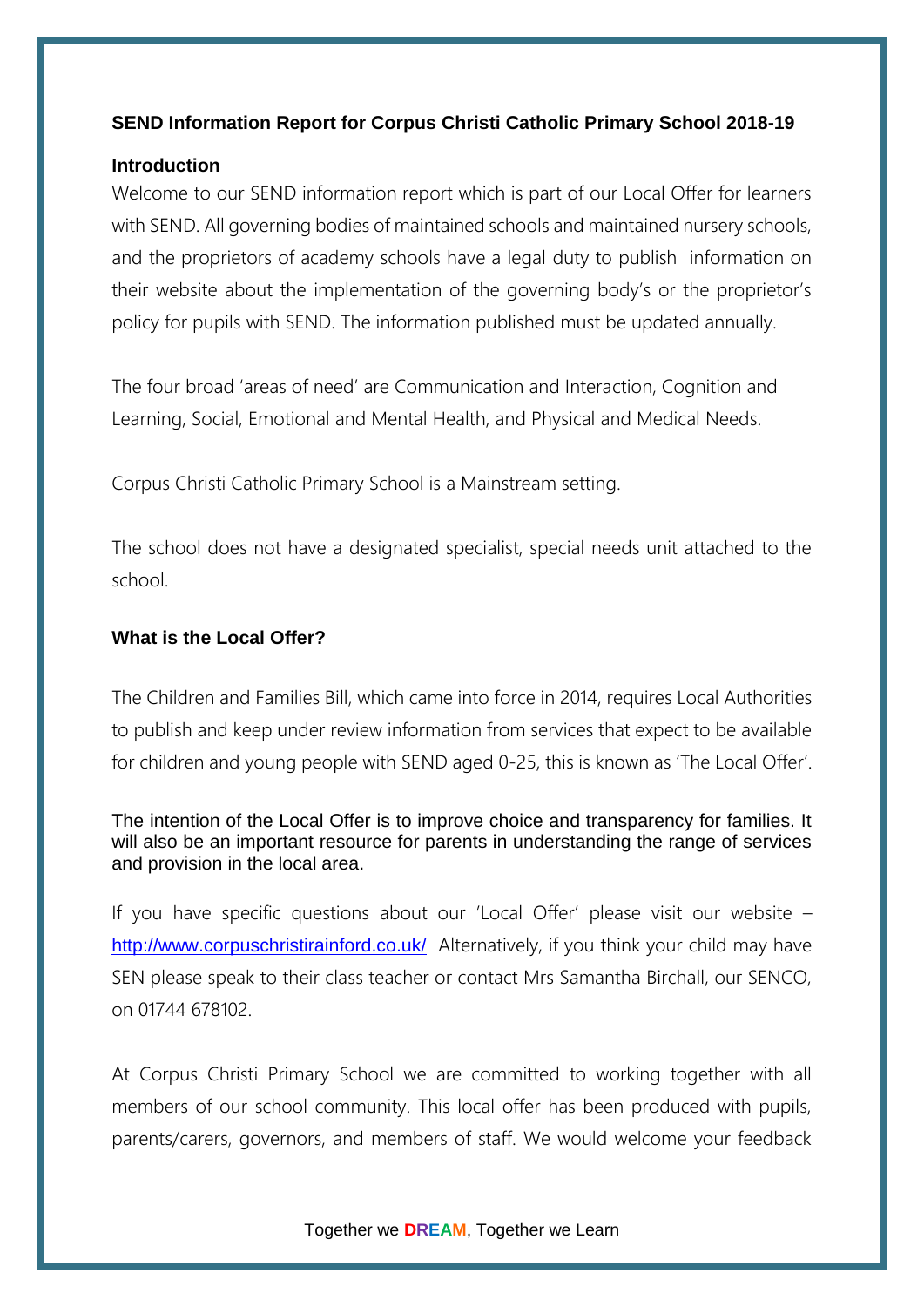**SEND Information Report for Corpus Christi Catholic Primary School 2018-19**

**Introduction**

Welcome to our SEND information report which is part of our Local Offer for learners with SEND. All governing bodies of maintained schools and maintained nursery schools, and the proprietors of academy schools have a legal duty to publish information on their website about the implementation of the governing body's or the proprietor's policy for pupils with SEND. The information published must be updated annually.

The four broad 'areas of need' are Communication and Interaction, Cognition and Learning, Social, Emotional and Mental Health, and Physical and Medical Needs.

Corpus Christi Catholic Primary School is a Mainstream setting.

The school does not have a designated specialist, special needs unit attached to the school.

**What is the Local Offer?**

The Children and Families Bill, which came into force in 2014, requires Local Authorities to publish and keep under review information from services that expect to be available for children and young people with SEND aged 0-25, this is known as 'The Local Offer'.

The intention of the Local Offer is to improve choice and transparency for families. It will also be an important resource for parents in understanding the range of services and provision in the local area.

If you have specific questions about our 'Local Offer' please visit our website – http://www.corpuschristirainford.co.uk/ Alternatively, if you think your child may have SEN please speak to their class teacher or contact Mrs Samantha Birchall, our SENCO, on 01744 678102.

At Corpus Christi Primary School we are committed to working together with all members of our school community. This local offer has been produced with pupils, parents/carers, governors, and members of staff. We would welcome your feedback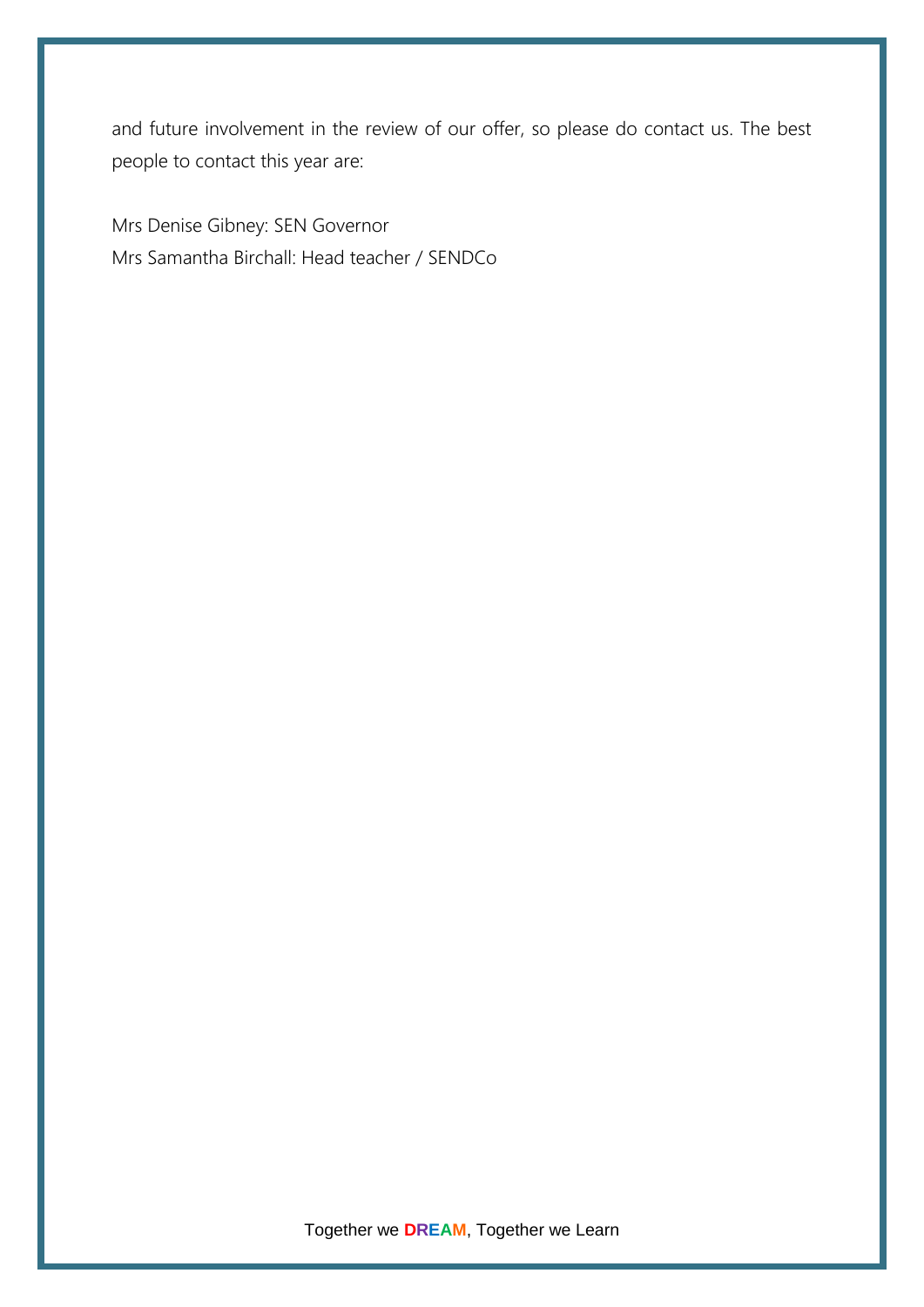and future involvement in the review of our offer, so please do contact us. The best people to contact this year are:

Mrs Denise Gibney: SEN Governor
Mrs Samantha Birchall: Head teacher / SENDCo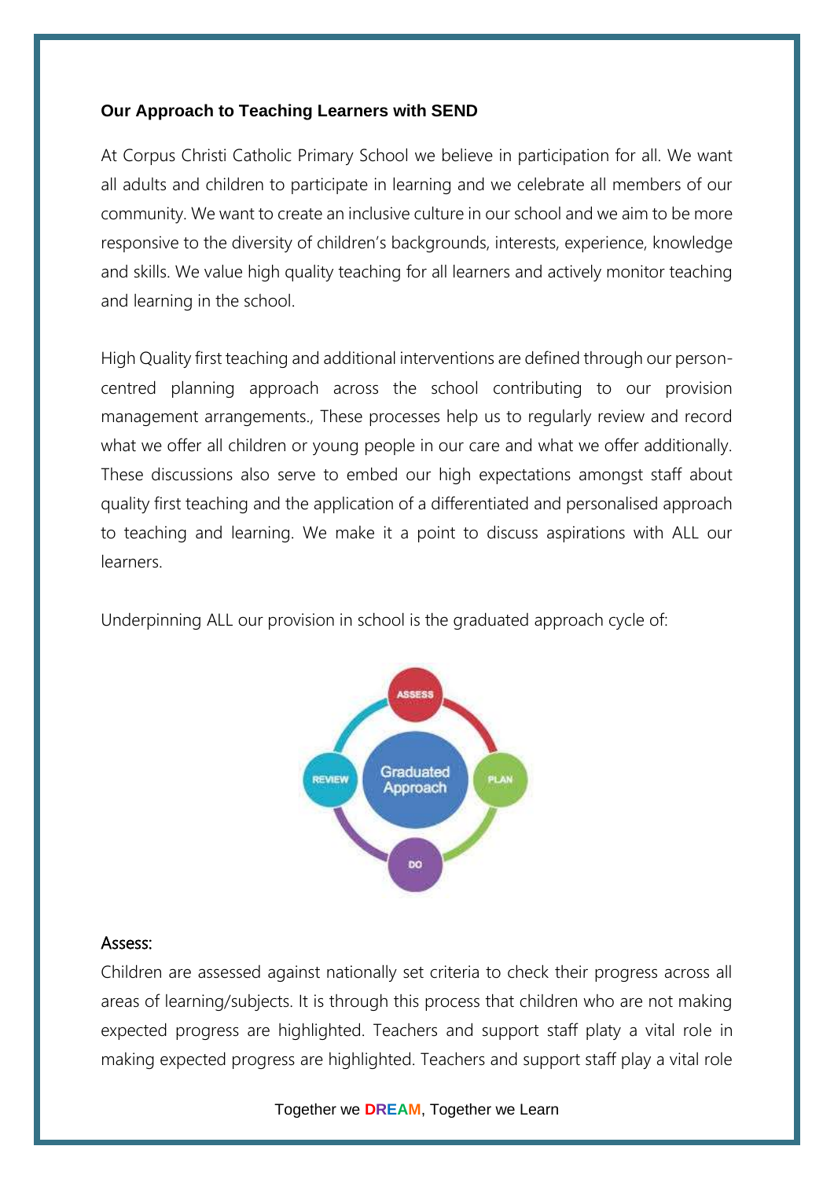**Our Approach to Teaching Learners with SEND**

At Corpus Christi Catholic Primary School we believe in participation for all. We want all adults and children to participate in learning and we celebrate all members of our community. We want to create an inclusive culture in our school and we aim to be more responsive to the diversity of children's backgrounds, interests, experience, knowledge and skills. We value high quality teaching for all learners and actively monitor teaching and learning in the school.

High Quality first teaching and additional interventions are defined through our person-centred planning approach across the school contributing to our provision management arrangements., These processes help us to regularly review and record what we offer all children or young people in our care and what we offer additionally. These discussions also serve to embed our high expectations amongst staff about quality first teaching and the application of a differentiated and personalised approach to teaching and learning. We make it a point to discuss aspirations with ALL our learners.

Underpinning ALL our provision in school is the graduated approach cycle of:

Graduated Approach: ASSESS → PLAN → DO → REVIEW

Assess:

Children are assessed against nationally set criteria to check their progress across all areas of learning/subjects. It is through this process that children who are not making expected progress are highlighted. Teachers and support staff platy a vital role in making expected progress are highlighted. Teachers and support staff play a vital role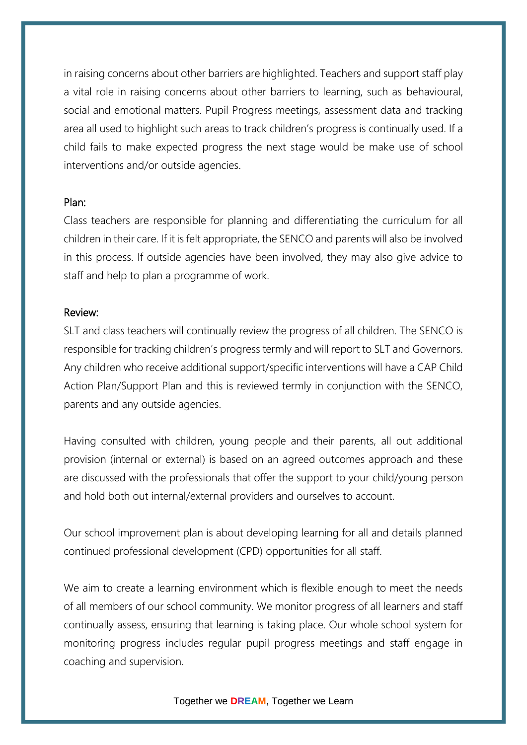in raising concerns about other barriers are highlighted. Teachers and support staff play a vital role in raising concerns about other barriers to learning, such as behavioural, social and emotional matters. Pupil Progress meetings, assessment data and tracking area all used to highlight such areas to track children's progress is continually used. If a child fails to make expected progress the next stage would be make use of school interventions and/or outside agencies.

Plan:

Class teachers are responsible for planning and differentiating the curriculum for all children in their care. If it is felt appropriate, the SENCO and parents will also be involved in this process. If outside agencies have been involved, they may also give advice to staff and help to plan a programme of work.

Review:

SLT and class teachers will continually review the progress of all children. The SENCO is responsible for tracking children's progress termly and will report to SLT and Governors. Any children who receive additional support/specific interventions will have a CAP Child Action Plan/Support Plan and this is reviewed termly in conjunction with the SENCO, parents and any outside agencies.

Having consulted with children, young people and their parents, all out additional provision (internal or external) is based on an agreed outcomes approach and these are discussed with the professionals that offer the support to your child/young person and hold both out internal/external providers and ourselves to account.

Our school improvement plan is about developing learning for all and details planned continued professional development (CPD) opportunities for all staff.

We aim to create a learning environment which is flexible enough to meet the needs of all members of our school community. We monitor progress of all learners and staff continually assess, ensuring that learning is taking place. Our whole school system for monitoring progress includes regular pupil progress meetings and staff engage in coaching and supervision.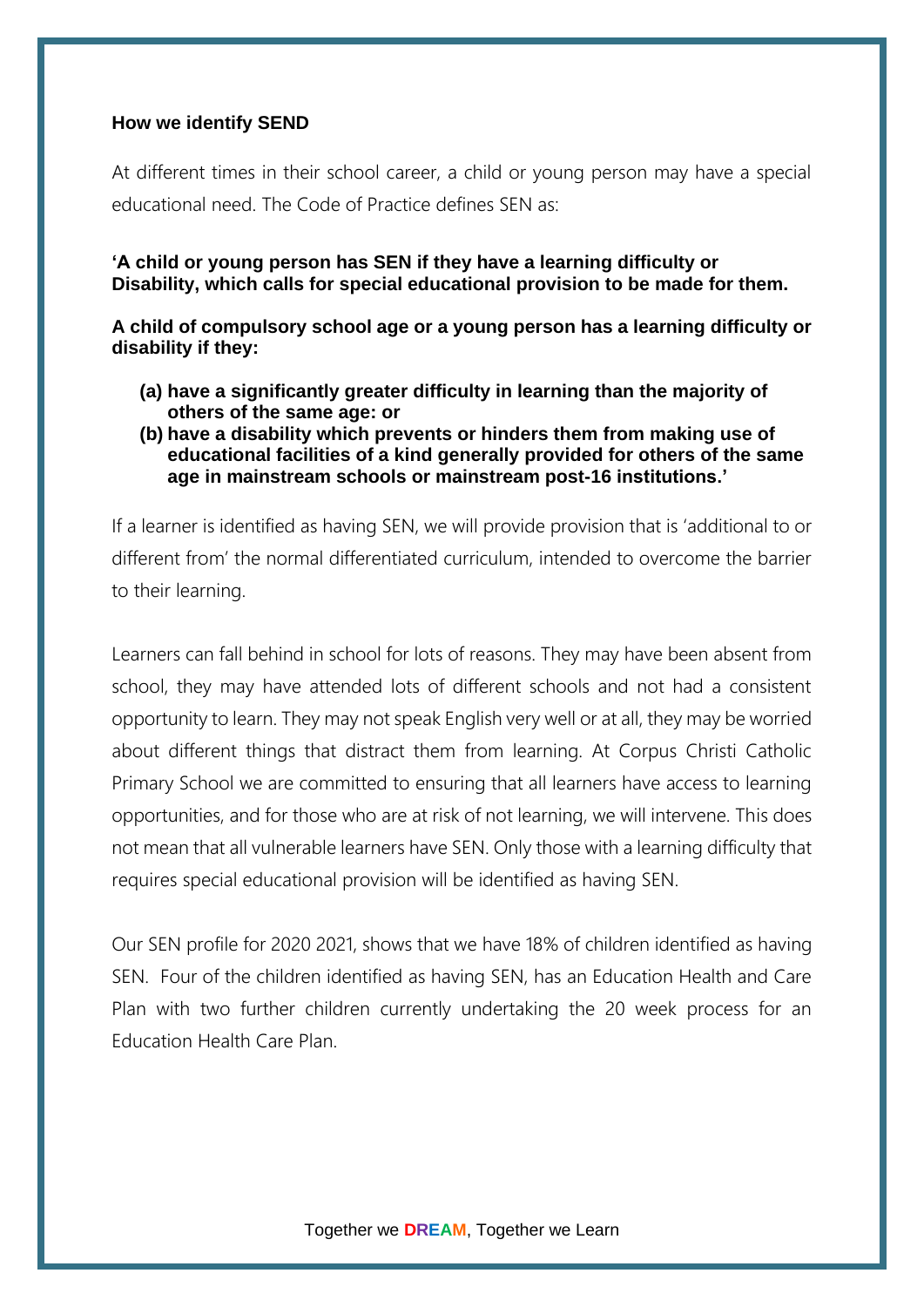**How we identify SEND**

At different times in their school career, a child or young person may have a special educational need. The Code of Practice defines SEN as:

**'A child or young person has SEN if they have a learning difficulty or Disability, which calls for special educational provision to be made for them.**

**A child of compulsory school age or a young person has a learning difficulty or disability if they:**

- **(a) have a significantly greater difficulty in learning than the majority of others of the same age: or**
- **(b) have a disability which prevents or hinders them from making use of educational facilities of a kind generally provided for others of the same age in mainstream schools or mainstream post-16 institutions.'**

If a learner is identified as having SEN, we will provide provision that is 'additional to or different from' the normal differentiated curriculum, intended to overcome the barrier to their learning.

Learners can fall behind in school for lots of reasons. They may have been absent from school, they may have attended lots of different schools and not had a consistent opportunity to learn. They may not speak English very well or at all, they may be worried about different things that distract them from learning. At Corpus Christi Catholic Primary School we are committed to ensuring that all learners have access to learning opportunities, and for those who are at risk of not learning, we will intervene. This does not mean that all vulnerable learners have SEN. Only those with a learning difficulty that requires special educational provision will be identified as having SEN.

Our SEN profile for 2020 2021, shows that we have 18% of children identified as having SEN. Four of the children identified as having SEN, has an Education Health and Care Plan with two further children currently undertaking the 20 week process for an Education Health Care Plan.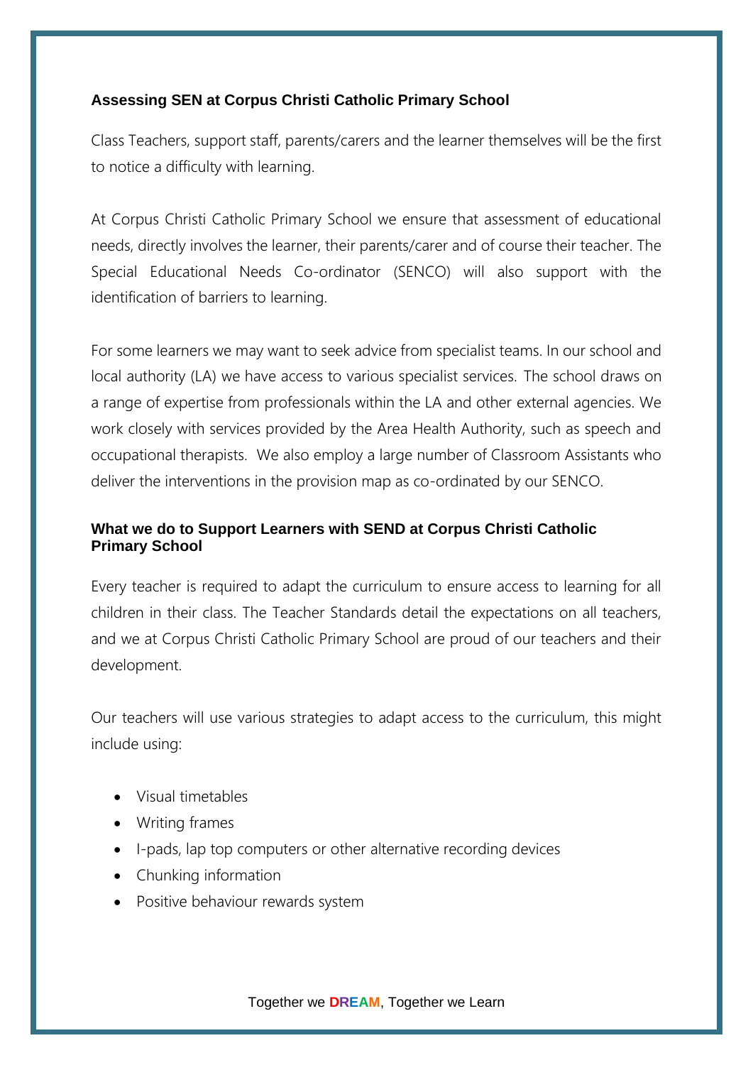### Assessing SEN at Corpus Christi Catholic Primary School

Class Teachers, support staff, parents/carers and the learner themselves will be the first to notice a difficulty with learning.

At Corpus Christi Catholic Primary School we ensure that assessment of educational needs, directly involves the learner, their parents/carer and of course their teacher. The Special Educational Needs Co-ordinator (SENCO) will also support with the identification of barriers to learning.

For some learners we may want to seek advice from specialist teams. In our school and local authority (LA) we have access to various specialist services. The school draws on a range of expertise from professionals within the LA and other external agencies. We work closely with services provided by the Area Health Authority, such as speech and occupational therapists. We also employ a large number of Classroom Assistants who deliver the interventions in the provision map as co-ordinated by our SENCO.

### What we do to Support Learners with SEND at Corpus Christi Catholic Primary School

Every teacher is required to adapt the curriculum to ensure access to learning for all children in their class. The Teacher Standards detail the expectations on all teachers, and we at Corpus Christi Catholic Primary School are proud of our teachers and their development.

Our teachers will use various strategies to adapt access to the curriculum, this might include using:

- Visual timetables
- Writing frames
- I-pads, lap top computers or other alternative recording devices
- Chunking information
- Positive behaviour rewards system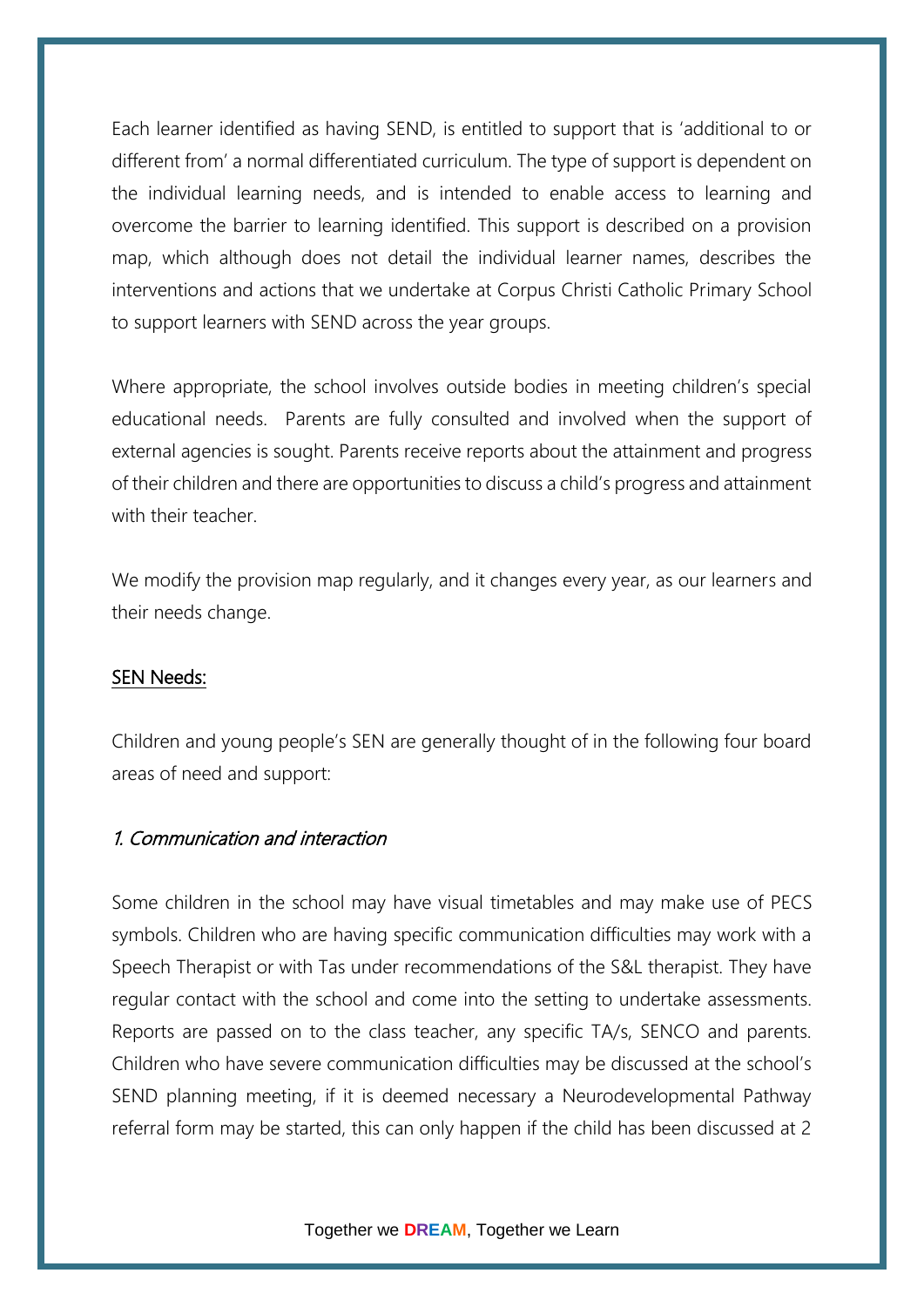Each learner identified as having SEND, is entitled to support that is 'additional to or different from' a normal differentiated curriculum. The type of support is dependent on the individual learning needs, and is intended to enable access to learning and overcome the barrier to learning identified. This support is described on a provision map, which although does not detail the individual learner names, describes the interventions and actions that we undertake at Corpus Christi Catholic Primary School to support learners with SEND across the year groups.

Where appropriate, the school involves outside bodies in meeting children's special educational needs. Parents are fully consulted and involved when the support of external agencies is sought. Parents receive reports about the attainment and progress of their children and there are opportunities to discuss a child's progress and attainment with their teacher.

We modify the provision map regularly, and it changes every year, as our learners and their needs change.

<u>SEN Needs:</u>

Children and young people's SEN are generally thought of in the following four board areas of need and support:

*1. Communication and interaction*

Some children in the school may have visual timetables and may make use of PECS symbols. Children who are having specific communication difficulties may work with a Speech Therapist or with Tas under recommendations of the S&L therapist. They have regular contact with the school and come into the setting to undertake assessments. Reports are passed on to the class teacher, any specific TA/s, SENCO and parents. Children who have severe communication difficulties may be discussed at the school's SEND planning meeting, if it is deemed necessary a Neurodevelopmental Pathway referral form may be started, this can only happen if the child has been discussed at 2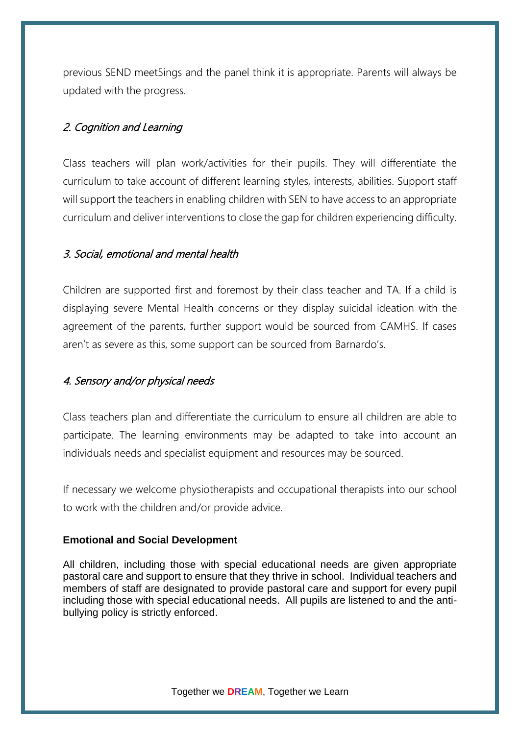previous SEND meet5ings and the panel think it is appropriate. Parents will always be updated with the progress.

### *2. Cognition and Learning*

Class teachers will plan work/activities for their pupils. They will differentiate the curriculum to take account of different learning styles, interests, abilities. Support staff will support the teachers in enabling children with SEN to have access to an appropriate curriculum and deliver interventions to close the gap for children experiencing difficulty.

### *3. Social, emotional and mental health*

Children are supported first and foremost by their class teacher and TA. If a child is displaying severe Mental Health concerns or they display suicidal ideation with the agreement of the parents, further support would be sourced from CAMHS. If cases aren't as severe as this, some support can be sourced from Barnardo's.

### *4. Sensory and/or physical needs*

Class teachers plan and differentiate the curriculum to ensure all children are able to participate. The learning environments may be adapted to take into account an individuals needs and specialist equipment and resources may be sourced.

If necessary we welcome physiotherapists and occupational therapists into our school to work with the children and/or provide advice.

**Emotional and Social Development**

All children, including those with special educational needs are given appropriate pastoral care and support to ensure that they thrive in school. Individual teachers and members of staff are designated to provide pastoral care and support for every pupil including those with special educational needs. All pupils are listened to and the anti-bullying policy is strictly enforced.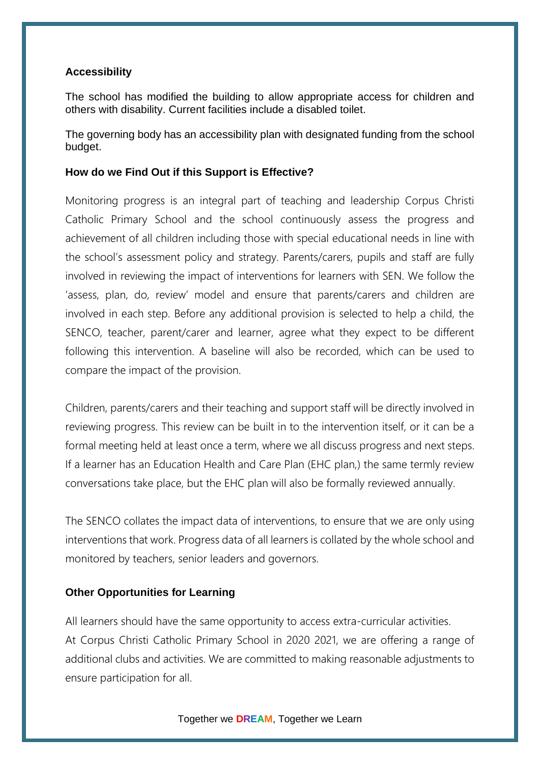### Accessibility

The school has modified the building to allow appropriate access for children and others with disability. Current facilities include a disabled toilet.

The governing body has an accessibility plan with designated funding from the school budget.

### How do we Find Out if this Support is Effective?

Monitoring progress is an integral part of teaching and leadership Corpus Christi Catholic Primary School and the school continuously assess the progress and achievement of all children including those with special educational needs in line with the school's assessment policy and strategy. Parents/carers, pupils and staff are fully involved in reviewing the impact of interventions for learners with SEN. We follow the 'assess, plan, do, review' model and ensure that parents/carers and children are involved in each step. Before any additional provision is selected to help a child, the SENCO, teacher, parent/carer and learner, agree what they expect to be different following this intervention. A baseline will also be recorded, which can be used to compare the impact of the provision.

Children, parents/carers and their teaching and support staff will be directly involved in reviewing progress. This review can be built in to the intervention itself, or it can be a formal meeting held at least once a term, where we all discuss progress and next steps. If a learner has an Education Health and Care Plan (EHC plan,) the same termly review conversations take place, but the EHC plan will also be formally reviewed annually.

The SENCO collates the impact data of interventions, to ensure that we are only using interventions that work. Progress data of all learners is collated by the whole school and monitored by teachers, senior leaders and governors.

### Other Opportunities for Learning

All learners should have the same opportunity to access extra-curricular activities.
At Corpus Christi Catholic Primary School in 2020 2021, we are offering a range of additional clubs and activities. We are committed to making reasonable adjustments to ensure participation for all.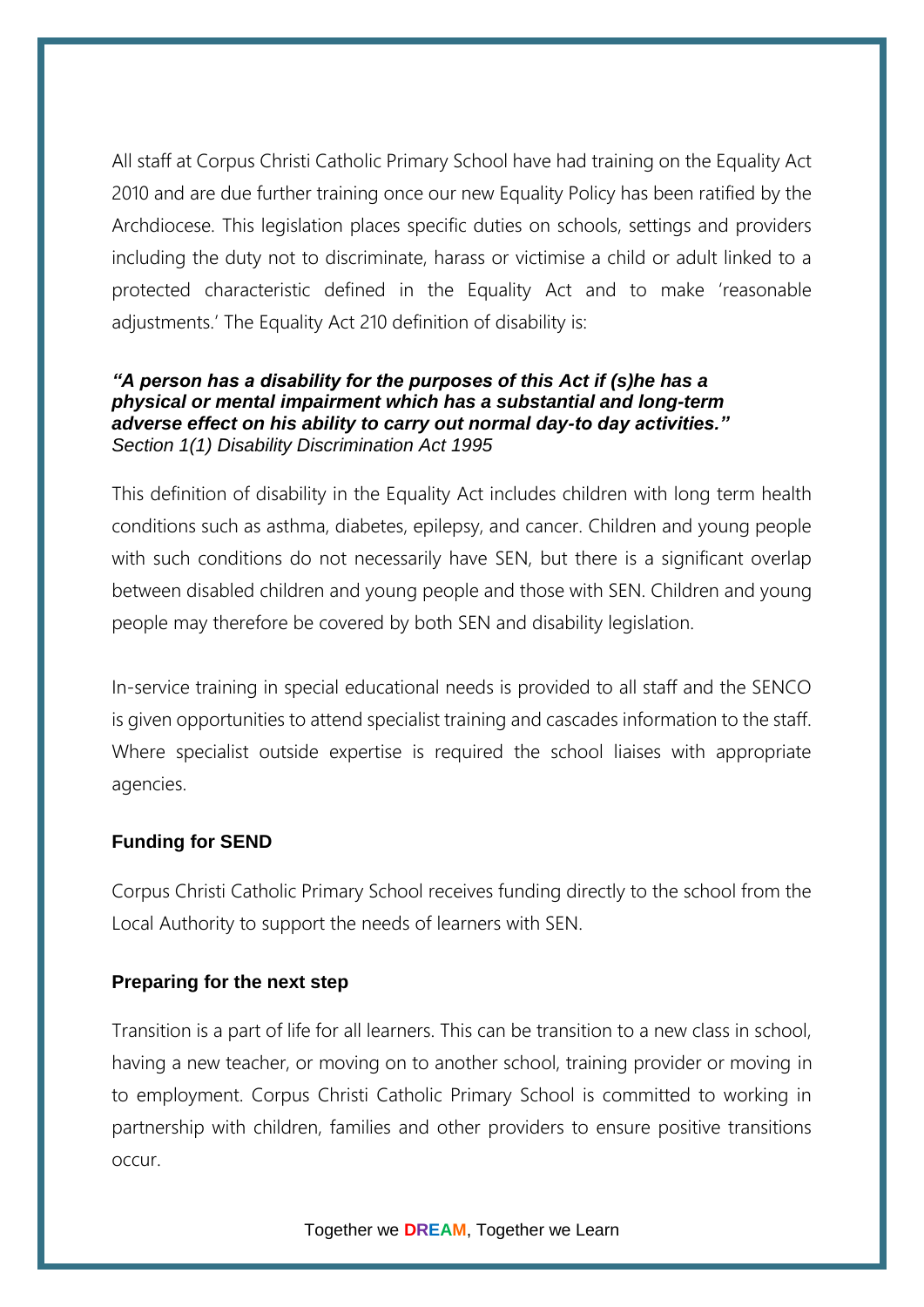All staff at Corpus Christi Catholic Primary School have had training on the Equality Act 2010 and are due further training once our new Equality Policy has been ratified by the Archdiocese. This legislation places specific duties on schools, settings and providers including the duty not to discriminate, harass or victimise a child or adult linked to a protected characteristic defined in the Equality Act and to make 'reasonable adjustments.' The Equality Act 210 definition of disability is:

***"A person has a disability for the purposes of this Act if (s)he has a physical or mental impairment which has a substantial and long-term adverse effect on his ability to carry out normal day-to day activities."***
*Section 1(1) Disability Discrimination Act 1995*

This definition of disability in the Equality Act includes children with long term health conditions such as asthma, diabetes, epilepsy, and cancer. Children and young people with such conditions do not necessarily have SEN, but there is a significant overlap between disabled children and young people and those with SEN. Children and young people may therefore be covered by both SEN and disability legislation.

In-service training in special educational needs is provided to all staff and the SENCO is given opportunities to attend specialist training and cascades information to the staff. Where specialist outside expertise is required the school liaises with appropriate agencies.

**Funding for SEND**

Corpus Christi Catholic Primary School receives funding directly to the school from the Local Authority to support the needs of learners with SEN.

**Preparing for the next step**

Transition is a part of life for all learners. This can be transition to a new class in school, having a new teacher, or moving on to another school, training provider or moving in to employment. Corpus Christi Catholic Primary School is committed to working in partnership with children, families and other providers to ensure positive transitions occur.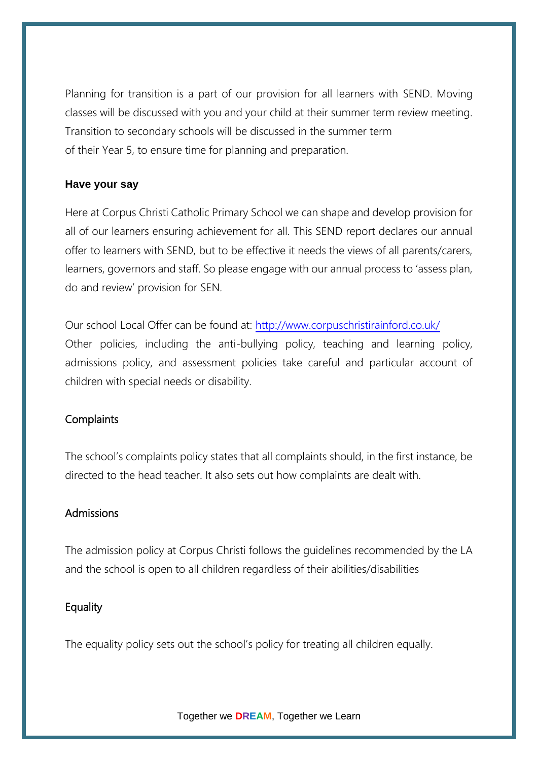Planning for transition is a part of our provision for all learners with SEND. Moving classes will be discussed with you and your child at their summer term review meeting. Transition to secondary schools will be discussed in the summer term of their Year 5, to ensure time for planning and preparation.

**Have your say**

Here at Corpus Christi Catholic Primary School we can shape and develop provision for all of our learners ensuring achievement for all. This SEND report declares our annual offer to learners with SEND, but to be effective it needs the views of all parents/carers, learners, governors and staff. So please engage with our annual process to 'assess plan, do and review' provision for SEN.

Our school Local Offer can be found at: [http://www.corpuschristirainford.co.uk/](http://www.corpuschristirainford.co.uk/)
Other policies, including the anti-bullying policy, teaching and learning policy, admissions policy, and assessment policies take careful and particular account of children with special needs or disability.

Complaints

The school's complaints policy states that all complaints should, in the first instance, be directed to the head teacher. It also sets out how complaints are dealt with.

Admissions

The admission policy at Corpus Christi follows the guidelines recommended by the LA and the school is open to all children regardless of their abilities/disabilities

Equality

The equality policy sets out the school's policy for treating all children equally.